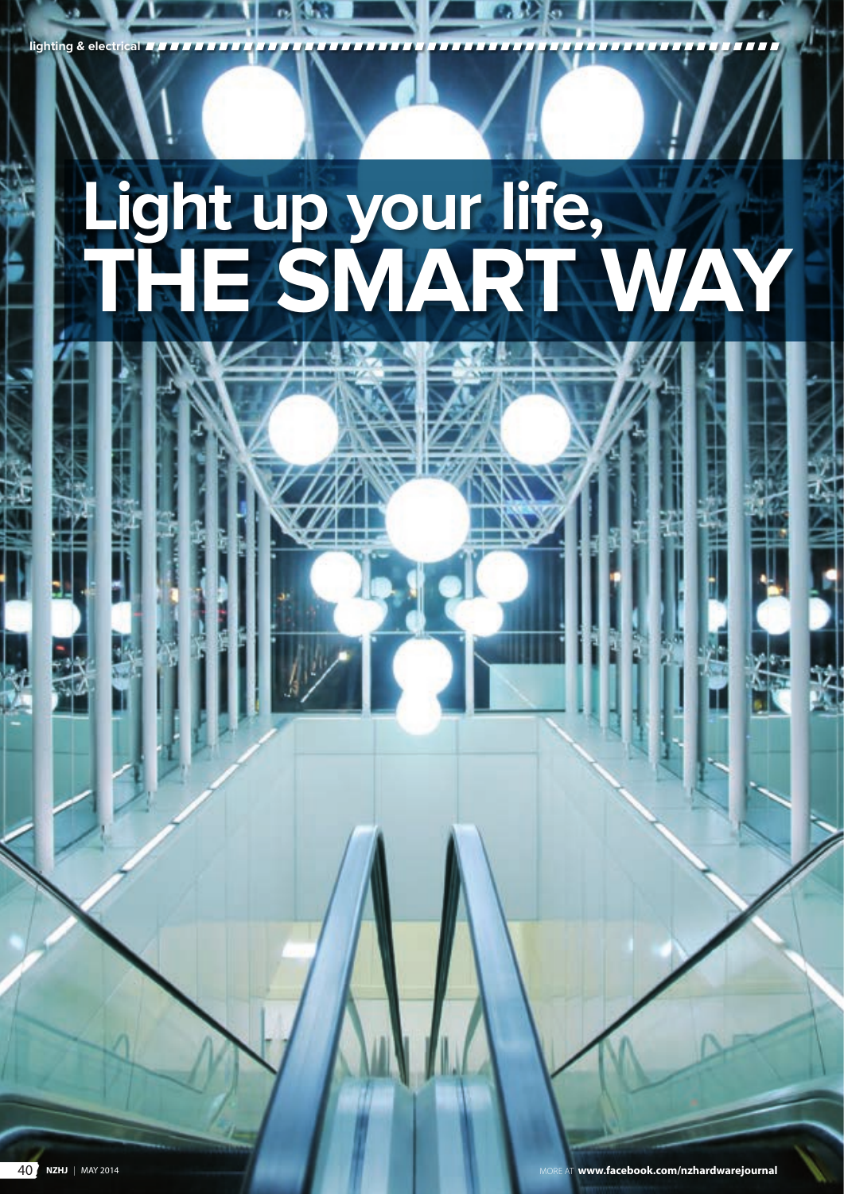# Light up your life, THE SMART WAY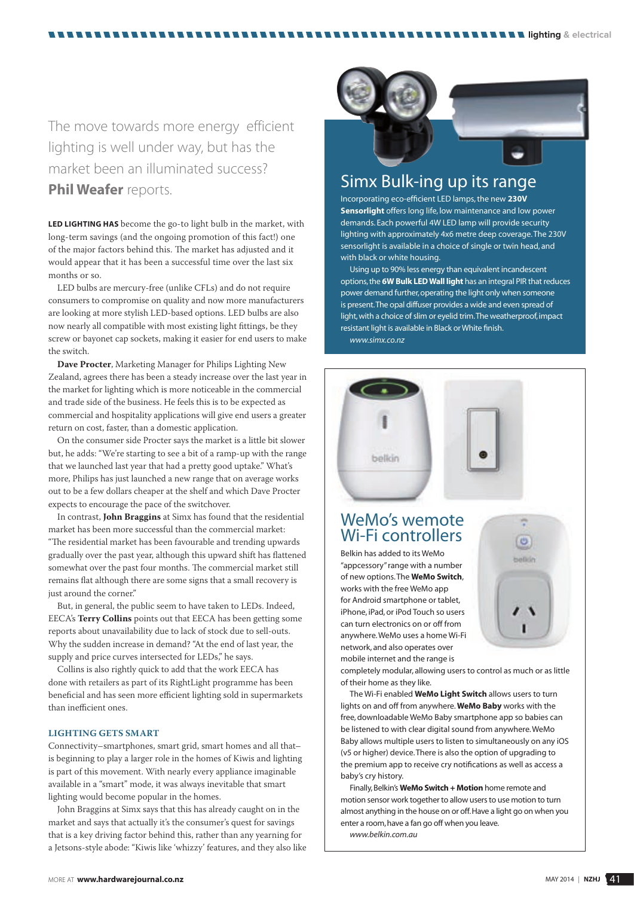The move towards more energy efficient lighting is well under way, but has the market been an illuminated success? **Phil Weafer** reports.

**LED LIGHTING HAS** become the go-to light bulb in the market, with long-term savings (and the ongoing promotion of this fact!) one of the major factors behind this. The market has adjusted and it would appear that it has been a successful time over the last six months or so.

LED bulbs are mercury-free (unlike CFLs) and do not require consumers to compromise on quality and now more manufacturers are looking at more stylish LED-based options. LED bulbs are also now nearly all compatible with most existing light fittings, be they screw or bayonet cap sockets, making it easier for end users to make the switch.

**Dave Procter**, Marketing Manager for Philips Lighting New Zealand, agrees there has been a steady increase over the last year in the market for lighting which is more noticeable in the commercial and trade side of the business. He feels this is to be expected as commercial and hospitality applications will give end users a greater return on cost, faster, than a domestic application.

On the consumer side Procter says the market is a little bit slower but, he adds: "We're starting to see a bit of a ramp-up with the range that we launched last year that had a pretty good uptake." What's more, Philips has just launched a new range that on average works out to be a few dollars cheaper at the shelf and which Dave Procter expects to encourage the pace of the switchover.

In contrast, **John Braggins** at Simx has found that the residential market has been more successful than the commercial market: "The residential market has been favourable and trending upwards gradually over the past year, although this upward shift has flattened somewhat over the past four months. The commercial market still remains flat although there are some signs that a small recovery is just around the corner."

But, in general, the public seem to have taken to LEDs. Indeed, EECA's **Terry Collins** points out that EECA has been getting some reports about unavailability due to lack of stock due to sell-outs. Why the sudden increase in demand? "At the end of last year, the supply and price curves intersected for LEDs," he says.

Collins is also rightly quick to add that the work EECA has done with retailers as part of its RightLight programme has been beneficial and has seen more efficient lighting sold in supermarkets than inefficient ones.

### LIGHTING GETS SMART

Connectivity–smartphones, smart grid, smart homes and all that–is beginning to play a larger role in the homes of Kiwis and lighting is part of this movement. With nearly every appliance imaginable available in a "smart" mode, it was always inevitable that smart lighting would become popular in the homes.

John Braggins at Simx says that this has already caught on in the market and says that actually it's the consumer's quest for savings that is a key driving factor behind this, rather than any yearning for a Jetsons-style abode: "Kiwis like 'whizzy' features, and they also like

## Simx Bulk-ing up its range

Incorporating eco-efficient LED lamps, the new **230V Sensorlight** offers long life, low maintenance and low power demands. Each powerful 4W LED lamp will provide security lighting with approximately 4x6 metre deep coverage. The 230V sensorlight is available in a choice of single or twin head, and with black or white housing.

Using up to 90% less energy than equivalent incandescent options, the **6W Bulk LED Wall light** has an integral PIR that reduces power demand further, operating the light only when someone is present. The opal diffuser provides a wide and even spread of light, with a choice of slim or eyelid trim. The weatherproof, impact resistant light is available in Black or White finish.

*www.simx.co.nz*

## WeMo's wemote Wi-Fi controllers

Belkin has added to its WeMo "appcessory" range with a number of new options. The **WeMo Switch**, works with the free WeMo app for Android smartphone or tablet, iPhone, iPad, or iPod Touch so users can turn electronics on or off from anywhere. WeMo uses a home Wi-Fi network, and also operates over mobile internet and the range is completely modular, allowing users to control as much or as little of their home as they like.

The Wi-Fi enabled **WeMo Light Switch** allows users to turn lights on and off from anywhere. **WeMo Baby** works with the free, downloadable WeMo Baby smartphone app so babies can be listened to with clear digital sound from anywhere. WeMo Baby allows multiple users to listen to simultaneously on any iOS (v5 or higher) device. There is also the option of upgrading to the premium app to receive cry notifications as well as access a baby's cry history.

Finally, Belkin's **WeMo Switch + Motion** home remote and motion sensor work together to allow users to use motion to turn almost anything in the house on or off. Have a light go on when you enter a room, have a fan go off when you leave.

*www.belkin.com.au*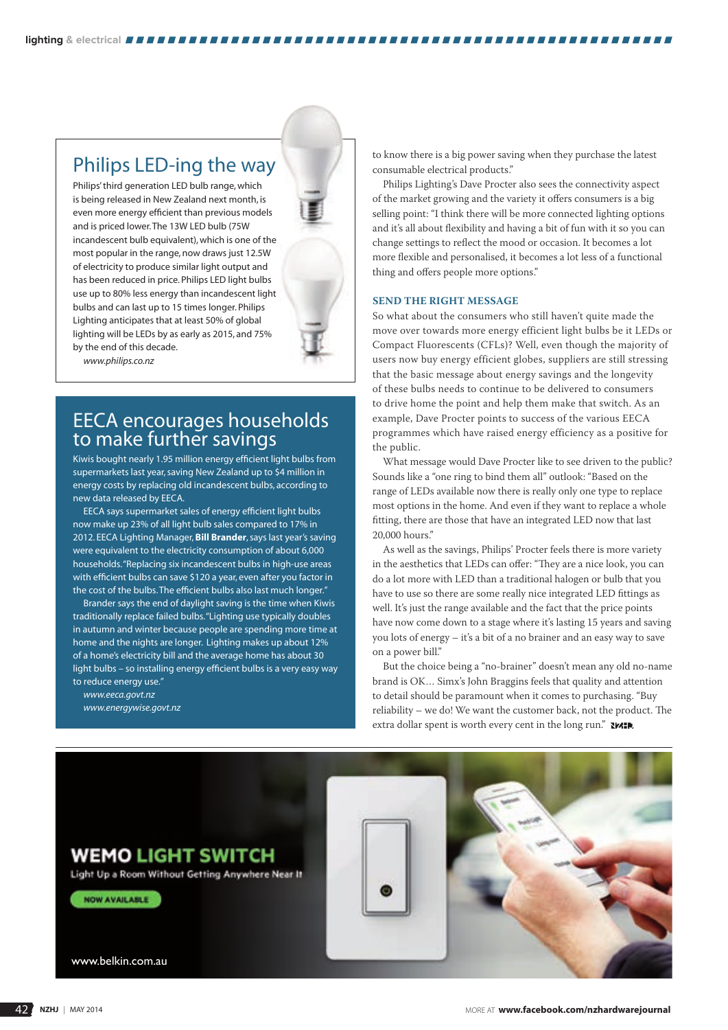## Philips LED-ing the way

Philips' third generation LED bulb range, which is being released in New Zealand next month, is even more energy efficient than previous models and is priced lower. The 13W LED bulb (75W incandescent bulb equivalent), which is one of the most popular in the range, now draws just 12.5W of electricity to produce similar light output and has been reduced in price. Philips LED light bulbs use up to 80% less energy than incandescent light bulbs and can last up to 15 times longer. Philips Lighting anticipates that at least 50% of global lighting will be LEDs by as early as 2015, and 75% by the end of this decade.

*www.philips.co.nz*

## EECA encourages households to make further savings

Kiwis bought nearly 1.95 million energy efficient light bulbs from supermarkets last year, saving New Zealand up to $4 million in energy costs by replacing old incandescent bulbs, according to new data released by EECA.

EECA says supermarket sales of energy efficient light bulbs now make up 23% of all light bulb sales compared to 17% in 2012. EECA Lighting Manager, **Bill Brander**, says last year's saving were equivalent to the electricity consumption of about 6,000 households. "Replacing six incandescent bulbs in high-use areas with efficient bulbs can save $120 a year, even after you factor in the cost of the bulbs. The efficient bulbs also last much longer."

Brander says the end of daylight saving is the time when Kiwis traditionally replace failed bulbs. "Lighting use typically doubles in autumn and winter because people are spending more time at home and the nights are longer. Lighting makes up about 12% of a home's electricity bill and the average home has about 30 light bulbs – so installing energy efficient bulbs is a very easy way to reduce energy use."

*www.eeca.govt.nz*
*www.energywise.govt.nz*

to know there is a big power saving when they purchase the latest consumable electrical products."

Philips Lighting's Dave Procter also sees the connectivity aspect of the market growing and the variety it offers consumers is a big selling point: "I think there will be more connected lighting options and it's all about flexibility and having a bit of fun with it so you can change settings to reflect the mood or occasion. It becomes a lot more flexible and personalised, it becomes a lot less of a functional thing and offers people more options."

### SEND THE RIGHT MESSAGE

So what about the consumers who still haven't quite made the move over towards more energy efficient light bulbs be it LEDs or Compact Fluorescents (CFLs)? Well, even though the majority of users now buy energy efficient globes, suppliers are still stressing that the basic message about energy savings and the longevity of these bulbs needs to continue to be delivered to consumers to drive home the point and help them make that switch. As an example, Dave Procter points to success of the various EECA programmes which have raised energy efficiency as a positive for the public.

What message would Dave Procter like to see driven to the public? Sounds like a "one ring to bind them all" outlook: "Based on the range of LEDs available now there is really only one type to replace most options in the home. And even if they want to replace a whole fitting, there are those that have an integrated LED now that last 20,000 hours."

As well as the savings, Philips' Procter feels there is more variety in the aesthetics that LEDs can offer: "They are a nice look, you can do a lot more with LED than a traditional halogen or bulb that you have to use so there are some really nice integrated LED fittings as well. It's just the range available and the fact that the price points have now come down to a stage where it's lasting 15 years and saving you lots of energy – it's a bit of a no brainer and an easy way to save on a power bill."

But the choice being a "no-brainer" doesn't mean any old no-name brand is OK… Simx's John Braggins feels that quality and attention to detail should be paramount when it comes to purchasing. "Buy reliability – we do! We want the customer back, not the product. The extra dollar spent is worth every cent in the long run."

WEMO LIGHT SWITCH

Light Up a Room Without Getting Anywhere Near It

NOW AVAILABLE

www.belkin.com.au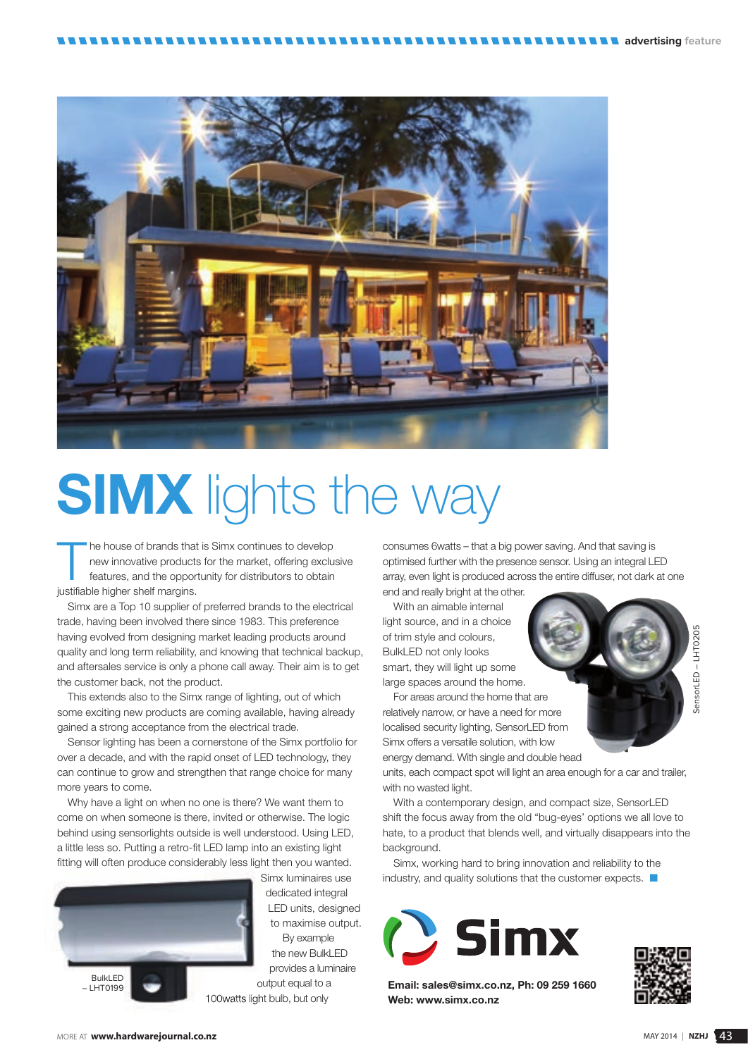# SIMX lights the way

The house of brands that is Simx continues to develop new innovative products for the market, offering exclusive features, and the opportunity for distributors to obtain justifiable higher shelf margins.

Simx are a Top 10 supplier of preferred brands to the electrical trade, having been involved there since 1983. This preference having evolved from designing market leading products around quality and long term reliability, and knowing that technical backup, and aftersales service is only a phone call away. Their aim is to get the customer back, not the product.

This extends also to the Simx range of lighting, out of which some exciting new products are coming available, having already gained a strong acceptance from the electrical trade.

Sensor lighting has been a cornerstone of the Simx portfolio for over a decade, and with the rapid onset of LED technology, they can continue to grow and strengthen that range choice for many more years to come.

Why have a light on when no one is there? We want them to come on when someone is there, invited or otherwise. The logic behind using sensorlights outside is well understood. Using LED, a little less so. Putting a retro-fit LED lamp into an existing light fitting will often produce considerably less light then you wanted.

Simx luminaires use dedicated integral LED units, designed to maximise output. By example the new BulkLED provides a luminaire output equal to a 100watts light bulb, but only consumes 6watts – that a big power saving. And that saving is optimised further with the presence sensor. Using an integral LED array, even light is produced across the entire diffuser, not dark at one end and really bright at the other.

BulkLED – LHT0199

With an aimable internal light source, and in a choice of trim style and colours, BulkLED not only looks smart, they will light up some large spaces around the home.

For areas around the home that are relatively narrow, or have a need for more localised security lighting, SensorLED from Simx offers a versatile solution, with low energy demand. With single and double head units, each compact spot will light an area enough for a car and trailer, with no wasted light.

SensorLED – LHT0205

With a contemporary design, and compact size, SensorLED shift the focus away from the old "bug-eyes' options we all love to hate, to a product that blends well, and virtually disappears into the background.

Simx, working hard to bring innovation and reliability to the industry, and quality solutions that the customer expects.

**Simx**

**Email: sales@simx.co.nz, Ph: 09 259 1660**
**Web: www.simx.co.nz**